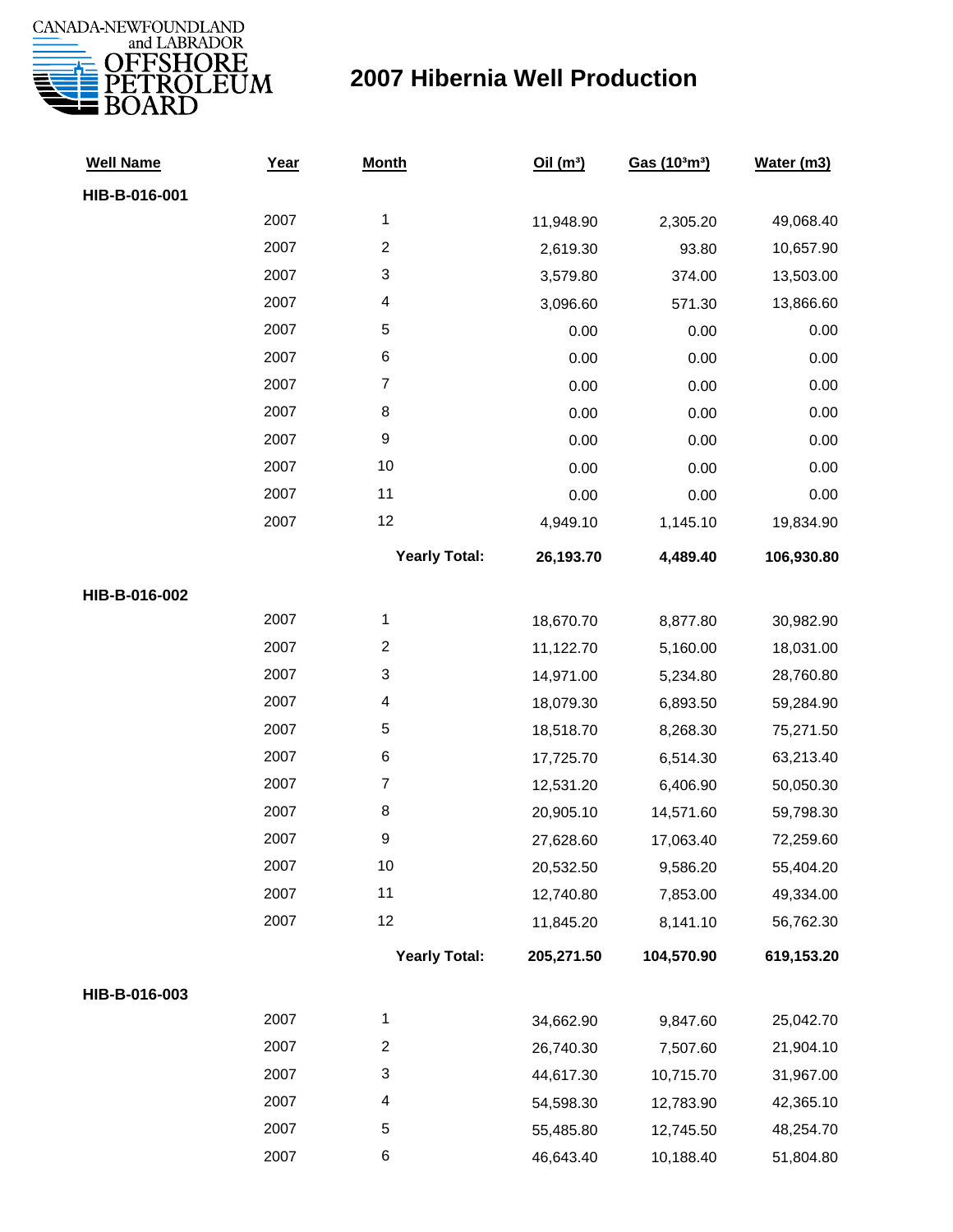CANADA-NEWFOUNDLAND and LABRADOR OFFSHORE PETROLEUM BOARD

# 2007 Hibernia Well Production

| Well Name | Year | Month | Oil ($m^3$) | Gas ($10^3m^3$) | Water (m3) |
|---|---|---|---|---|---|
| **HIB-B-016-001** | | | | | |
| | 2007 | 1 | 11,948.90 | 2,305.20 | 49,068.40 |
| | 2007 | 2 | 2,619.30 | 93.80 | 10,657.90 |
| | 2007 | 3 | 3,579.80 | 374.00 | 13,503.00 |
| | 2007 | 4 | 3,096.60 | 571.30 | 13,866.60 |
| | 2007 | 5 | 0.00 | 0.00 | 0.00 |
| | 2007 | 6 | 0.00 | 0.00 | 0.00 |
| | 2007 | 7 | 0.00 | 0.00 | 0.00 |
| | 2007 | 8 | 0.00 | 0.00 | 0.00 |
| | 2007 | 9 | 0.00 | 0.00 | 0.00 |
| | 2007 | 10 | 0.00 | 0.00 | 0.00 |
| | 2007 | 11 | 0.00 | 0.00 | 0.00 |
| | 2007 | 12 | 4,949.10 | 1,145.10 | 19,834.90 |
| | | **Yearly Total:** | **26,193.70** | **4,489.40** | **106,930.80** |
| **HIB-B-016-002** | | | | | |
| | 2007 | 1 | 18,670.70 | 8,877.80 | 30,982.90 |
| | 2007 | 2 | 11,122.70 | 5,160.00 | 18,031.00 |
| | 2007 | 3 | 14,971.00 | 5,234.80 | 28,760.80 |
| | 2007 | 4 | 18,079.30 | 6,893.50 | 59,284.90 |
| | 2007 | 5 | 18,518.70 | 8,268.30 | 75,271.50 |
| | 2007 | 6 | 17,725.70 | 6,514.30 | 63,213.40 |
| | 2007 | 7 | 12,531.20 | 6,406.90 | 50,050.30 |
| | 2007 | 8 | 20,905.10 | 14,571.60 | 59,798.30 |
| | 2007 | 9 | 27,628.60 | 17,063.40 | 72,259.60 |
| | 2007 | 10 | 20,532.50 | 9,586.20 | 55,404.20 |
| | 2007 | 11 | 12,740.80 | 7,853.00 | 49,334.00 |
| | 2007 | 12 | 11,845.20 | 8,141.10 | 56,762.30 |
| | | **Yearly Total:** | **205,271.50** | **104,570.90** | **619,153.20** |
| **HIB-B-016-003** | | | | | |
| | 2007 | 1 | 34,662.90 | 9,847.60 | 25,042.70 |
| | 2007 | 2 | 26,740.30 | 7,507.60 | 21,904.10 |
| | 2007 | 3 | 44,617.30 | 10,715.70 | 31,967.00 |
| | 2007 | 4 | 54,598.30 | 12,783.90 | 42,365.10 |
| | 2007 | 5 | 55,485.80 | 12,745.50 | 48,254.70 |
| | 2007 | 6 | 46,643.40 | 10,188.40 | 51,804.80 |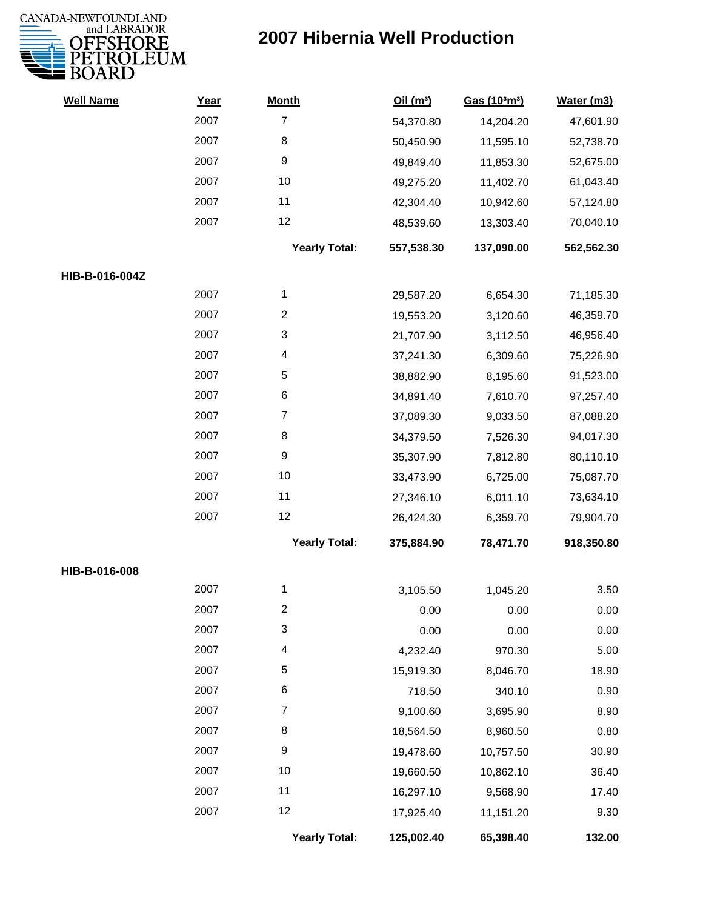# 2007 Hibernia Well Production

| Well Name | Year | Month | Oil ($m^3$) | Gas ($10^3m^3$) | Water (m3) |
|---|---|---|---|---|---|
| | 2007 | 7 | 54,370.80 | 14,204.20 | 47,601.90 |
| | 2007 | 8 | 50,450.90 | 11,595.10 | 52,738.70 |
| | 2007 | 9 | 49,849.40 | 11,853.30 | 52,675.00 |
| | 2007 | 10 | 49,275.20 | 11,402.70 | 61,043.40 |
| | 2007 | 11 | 42,304.40 | 10,942.60 | 57,124.80 |
| | 2007 | 12 | 48,539.60 | 13,303.40 | 70,040.10 |
| | | **Yearly Total:** | **557,538.30** | **137,090.00** | **562,562.30** |
| **HIB-B-016-004Z** | | | | | |
| | 2007 | 1 | 29,587.20 | 6,654.30 | 71,185.30 |
| | 2007 | 2 | 19,553.20 | 3,120.60 | 46,359.70 |
| | 2007 | 3 | 21,707.90 | 3,112.50 | 46,956.40 |
| | 2007 | 4 | 37,241.30 | 6,309.60 | 75,226.90 |
| | 2007 | 5 | 38,882.90 | 8,195.60 | 91,523.00 |
| | 2007 | 6 | 34,891.40 | 7,610.70 | 97,257.40 |
| | 2007 | 7 | 37,089.30 | 9,033.50 | 87,088.20 |
| | 2007 | 8 | 34,379.50 | 7,526.30 | 94,017.30 |
| | 2007 | 9 | 35,307.90 | 7,812.80 | 80,110.10 |
| | 2007 | 10 | 33,473.90 | 6,725.00 | 75,087.70 |
| | 2007 | 11 | 27,346.10 | 6,011.10 | 73,634.10 |
| | 2007 | 12 | 26,424.30 | 6,359.70 | 79,904.70 |
| | | **Yearly Total:** | **375,884.90** | **78,471.70** | **918,350.80** |
| **HIB-B-016-008** | | | | | |
| | 2007 | 1 | 3,105.50 | 1,045.20 | 3.50 |
| | 2007 | 2 | 0.00 | 0.00 | 0.00 |
| | 2007 | 3 | 0.00 | 0.00 | 0.00 |
| | 2007 | 4 | 4,232.40 | 970.30 | 5.00 |
| | 2007 | 5 | 15,919.30 | 8,046.70 | 18.90 |
| | 2007 | 6 | 718.50 | 340.10 | 0.90 |
| | 2007 | 7 | 9,100.60 | 3,695.90 | 8.90 |
| | 2007 | 8 | 18,564.50 | 8,960.50 | 0.80 |
| | 2007 | 9 | 19,478.60 | 10,757.50 | 30.90 |
| | 2007 | 10 | 19,660.50 | 10,862.10 | 36.40 |
| | 2007 | 11 | 16,297.10 | 9,568.90 | 17.40 |
| | 2007 | 12 | 17,925.40 | 11,151.20 | 9.30 |
| | | **Yearly Total:** | **125,002.40** | **65,398.40** | **132.00** |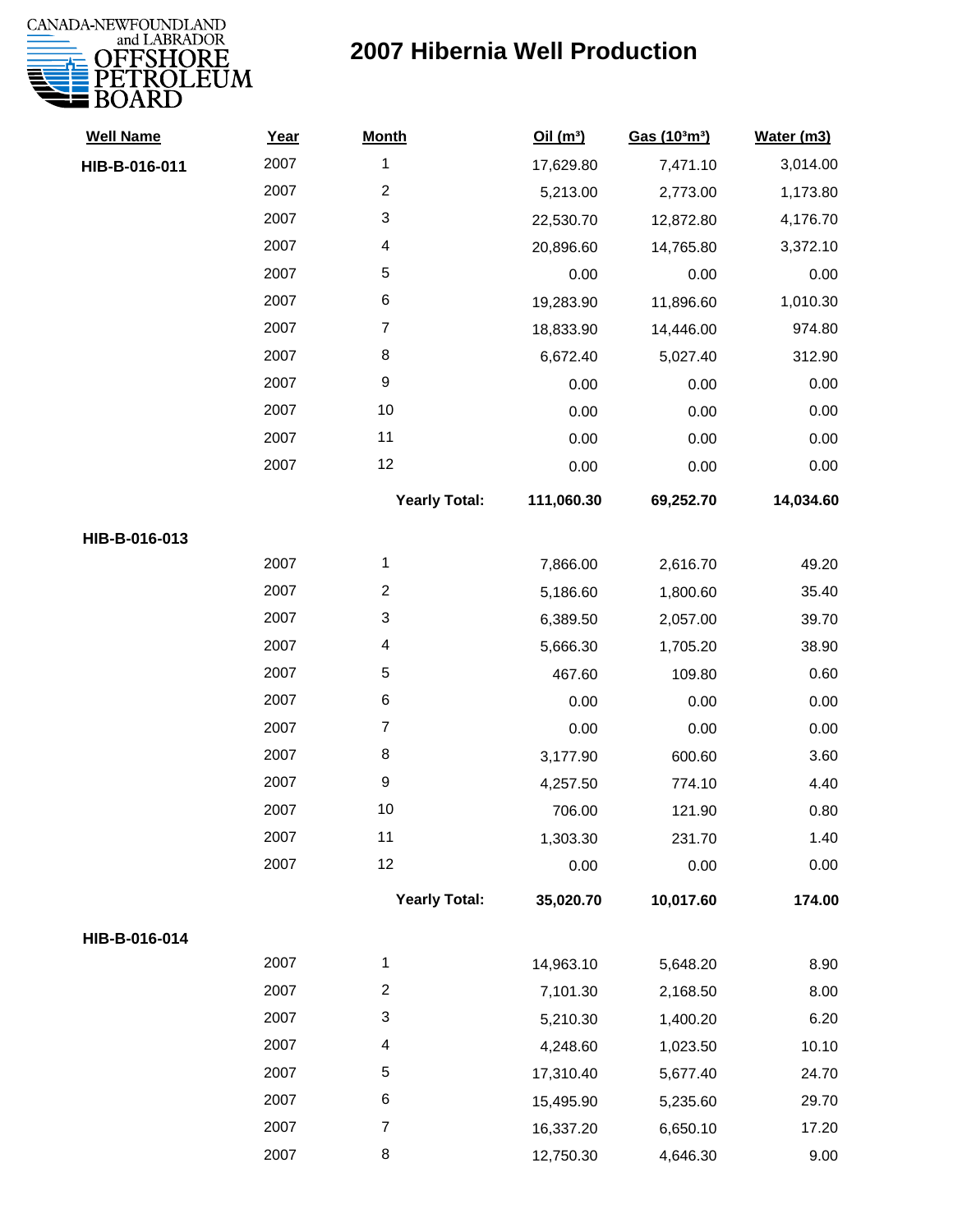# 2007 Hibernia Well Production

| Well Name | Year | Month | Oil ($m^3$) | Gas ($10^3m^3$) | Water (m3) |
|---|---|---|---|---|---|
| **HIB-B-016-011** | 2007 | 1 | 17,629.80 | 7,471.10 | 3,014.00 |
| | 2007 | 2 | 5,213.00 | 2,773.00 | 1,173.80 |
| | 2007 | 3 | 22,530.70 | 12,872.80 | 4,176.70 |
| | 2007 | 4 | 20,896.60 | 14,765.80 | 3,372.10 |
| | 2007 | 5 | 0.00 | 0.00 | 0.00 |
| | 2007 | 6 | 19,283.90 | 11,896.60 | 1,010.30 |
| | 2007 | 7 | 18,833.90 | 14,446.00 | 974.80 |
| | 2007 | 8 | 6,672.40 | 5,027.40 | 312.90 |
| | 2007 | 9 | 0.00 | 0.00 | 0.00 |
| | 2007 | 10 | 0.00 | 0.00 | 0.00 |
| | 2007 | 11 | 0.00 | 0.00 | 0.00 |
| | 2007 | 12 | 0.00 | 0.00 | 0.00 |
| | | **Yearly Total:** | **111,060.30** | **69,252.70** | **14,034.60** |
| **HIB-B-016-013** | | | | | |
| | 2007 | 1 | 7,866.00 | 2,616.70 | 49.20 |
| | 2007 | 2 | 5,186.60 | 1,800.60 | 35.40 |
| | 2007 | 3 | 6,389.50 | 2,057.00 | 39.70 |
| | 2007 | 4 | 5,666.30 | 1,705.20 | 38.90 |
| | 2007 | 5 | 467.60 | 109.80 | 0.60 |
| | 2007 | 6 | 0.00 | 0.00 | 0.00 |
| | 2007 | 7 | 0.00 | 0.00 | 0.00 |
| | 2007 | 8 | 3,177.90 | 600.60 | 3.60 |
| | 2007 | 9 | 4,257.50 | 774.10 | 4.40 |
| | 2007 | 10 | 706.00 | 121.90 | 0.80 |
| | 2007 | 11 | 1,303.30 | 231.70 | 1.40 |
| | 2007 | 12 | 0.00 | 0.00 | 0.00 |
| | | **Yearly Total:** | **35,020.70** | **10,017.60** | **174.00** |
| **HIB-B-016-014** | | | | | |
| | 2007 | 1 | 14,963.10 | 5,648.20 | 8.90 |
| | 2007 | 2 | 7,101.30 | 2,168.50 | 8.00 |
| | 2007 | 3 | 5,210.30 | 1,400.20 | 6.20 |
| | 2007 | 4 | 4,248.60 | 1,023.50 | 10.10 |
| | 2007 | 5 | 17,310.40 | 5,677.40 | 24.70 |
| | 2007 | 6 | 15,495.90 | 5,235.60 | 29.70 |
| | 2007 | 7 | 16,337.20 | 6,650.10 | 17.20 |
| | 2007 | 8 | 12,750.30 | 4,646.30 | 9.00 |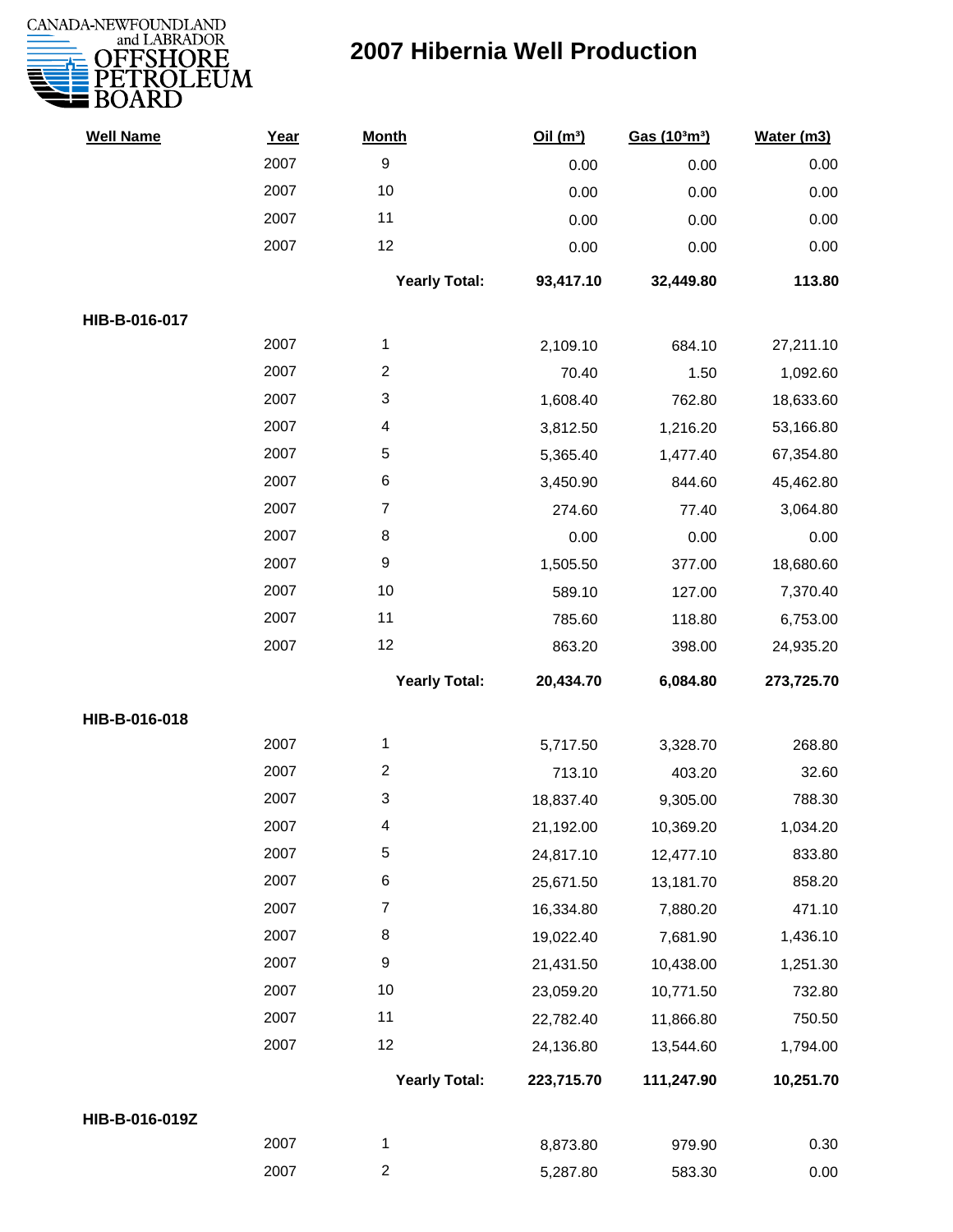# 2007 Hibernia Well Production

| Well Name | Year | Month | Oil (m³) | Gas (10³m³) | Water (m3) |
|---|---|---|---|---|---|
| | 2007 | 9 | 0.00 | 0.00 | 0.00 |
| | 2007 | 10 | 0.00 | 0.00 | 0.00 |
| | 2007 | 11 | 0.00 | 0.00 | 0.00 |
| | 2007 | 12 | 0.00 | 0.00 | 0.00 |
| | | **Yearly Total:** | **93,417.10** | **32,449.80** | **113.80** |
| **HIB-B-016-017** | | | | | |
| | 2007 | 1 | 2,109.10 | 684.10 | 27,211.10 |
| | 2007 | 2 | 70.40 | 1.50 | 1,092.60 |
| | 2007 | 3 | 1,608.40 | 762.80 | 18,633.60 |
| | 2007 | 4 | 3,812.50 | 1,216.20 | 53,166.80 |
| | 2007 | 5 | 5,365.40 | 1,477.40 | 67,354.80 |
| | 2007 | 6 | 3,450.90 | 844.60 | 45,462.80 |
| | 2007 | 7 | 274.60 | 77.40 | 3,064.80 |
| | 2007 | 8 | 0.00 | 0.00 | 0.00 |
| | 2007 | 9 | 1,505.50 | 377.00 | 18,680.60 |
| | 2007 | 10 | 589.10 | 127.00 | 7,370.40 |
| | 2007 | 11 | 785.60 | 118.80 | 6,753.00 |
| | 2007 | 12 | 863.20 | 398.00 | 24,935.20 |
| | | **Yearly Total:** | **20,434.70** | **6,084.80** | **273,725.70** |
| **HIB-B-016-018** | | | | | |
| | 2007 | 1 | 5,717.50 | 3,328.70 | 268.80 |
| | 2007 | 2 | 713.10 | 403.20 | 32.60 |
| | 2007 | 3 | 18,837.40 | 9,305.00 | 788.30 |
| | 2007 | 4 | 21,192.00 | 10,369.20 | 1,034.20 |
| | 2007 | 5 | 24,817.10 | 12,477.10 | 833.80 |
| | 2007 | 6 | 25,671.50 | 13,181.70 | 858.20 |
| | 2007 | 7 | 16,334.80 | 7,880.20 | 471.10 |
| | 2007 | 8 | 19,022.40 | 7,681.90 | 1,436.10 |
| | 2007 | 9 | 21,431.50 | 10,438.00 | 1,251.30 |
| | 2007 | 10 | 23,059.20 | 10,771.50 | 732.80 |
| | 2007 | 11 | 22,782.40 | 11,866.80 | 750.50 |
| | 2007 | 12 | 24,136.80 | 13,544.60 | 1,794.00 |
| | | **Yearly Total:** | **223,715.70** | **111,247.90** | **10,251.70** |
| **HIB-B-016-019Z** | | | | | |
| | 2007 | 1 | 8,873.80 | 979.90 | 0.30 |
| | 2007 | 2 | 5,287.80 | 583.30 | 0.00 |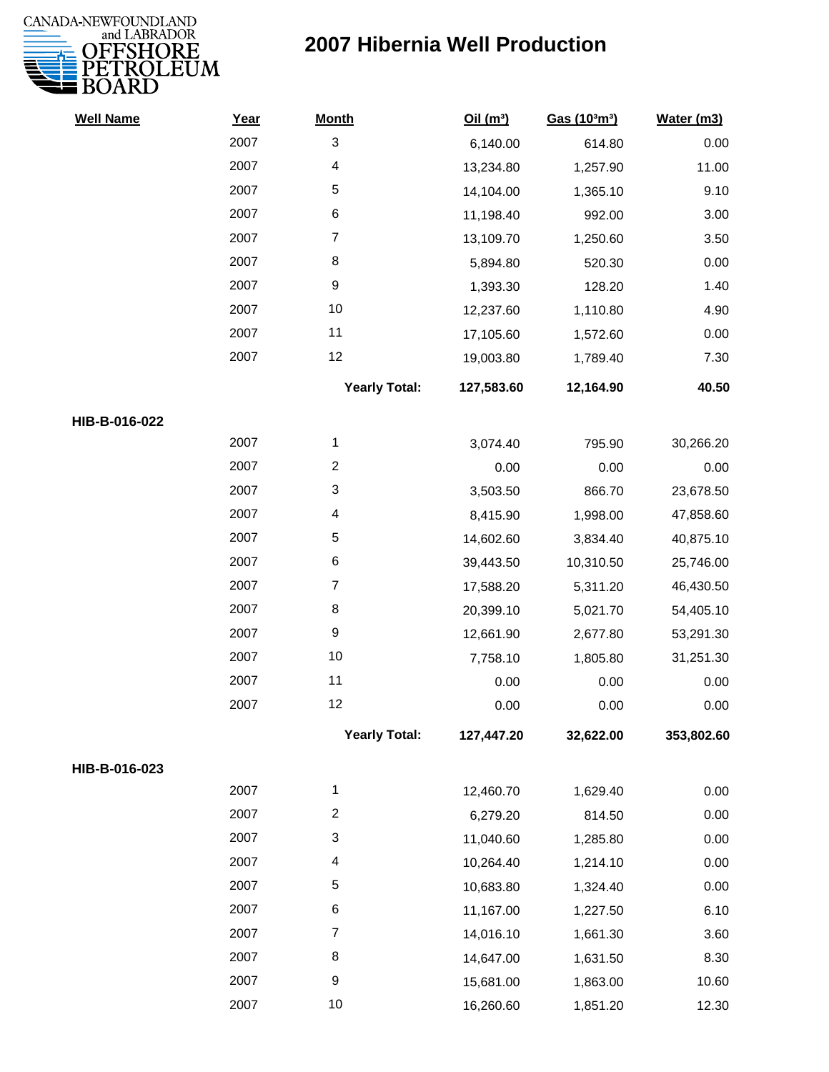# 2007 Hibernia Well Production

| Well Name | Year | Month | Oil (m³) | Gas (10³m³) | Water (m3) |
|---|---|---|---|---|---|
| | 2007 | 3 | 6,140.00 | 614.80 | 0.00 |
| | 2007 | 4 | 13,234.80 | 1,257.90 | 11.00 |
| | 2007 | 5 | 14,104.00 | 1,365.10 | 9.10 |
| | 2007 | 6 | 11,198.40 | 992.00 | 3.00 |
| | 2007 | 7 | 13,109.70 | 1,250.60 | 3.50 |
| | 2007 | 8 | 5,894.80 | 520.30 | 0.00 |
| | 2007 | 9 | 1,393.30 | 128.20 | 1.40 |
| | 2007 | 10 | 12,237.60 | 1,110.80 | 4.90 |
| | 2007 | 11 | 17,105.60 | 1,572.60 | 0.00 |
| | 2007 | 12 | 19,003.80 | 1,789.40 | 7.30 |
| | | **Yearly Total:** | **127,583.60** | **12,164.90** | **40.50** |
| **HIB-B-016-022** | | | | | |
| | 2007 | 1 | 3,074.40 | 795.90 | 30,266.20 |
| | 2007 | 2 | 0.00 | 0.00 | 0.00 |
| | 2007 | 3 | 3,503.50 | 866.70 | 23,678.50 |
| | 2007 | 4 | 8,415.90 | 1,998.00 | 47,858.60 |
| | 2007 | 5 | 14,602.60 | 3,834.40 | 40,875.10 |
| | 2007 | 6 | 39,443.50 | 10,310.50 | 25,746.00 |
| | 2007 | 7 | 17,588.20 | 5,311.20 | 46,430.50 |
| | 2007 | 8 | 20,399.10 | 5,021.70 | 54,405.10 |
| | 2007 | 9 | 12,661.90 | 2,677.80 | 53,291.30 |
| | 2007 | 10 | 7,758.10 | 1,805.80 | 31,251.30 |
| | 2007 | 11 | 0.00 | 0.00 | 0.00 |
| | 2007 | 12 | 0.00 | 0.00 | 0.00 |
| | | **Yearly Total:** | **127,447.20** | **32,622.00** | **353,802.60** |
| **HIB-B-016-023** | | | | | |
| | 2007 | 1 | 12,460.70 | 1,629.40 | 0.00 |
| | 2007 | 2 | 6,279.20 | 814.50 | 0.00 |
| | 2007 | 3 | 11,040.60 | 1,285.80 | 0.00 |
| | 2007 | 4 | 10,264.40 | 1,214.10 | 0.00 |
| | 2007 | 5 | 10,683.80 | 1,324.40 | 0.00 |
| | 2007 | 6 | 11,167.00 | 1,227.50 | 6.10 |
| | 2007 | 7 | 14,016.10 | 1,661.30 | 3.60 |
| | 2007 | 8 | 14,647.00 | 1,631.50 | 8.30 |
| | 2007 | 9 | 15,681.00 | 1,863.00 | 10.60 |
| | 2007 | 10 | 16,260.60 | 1,851.20 | 12.30 |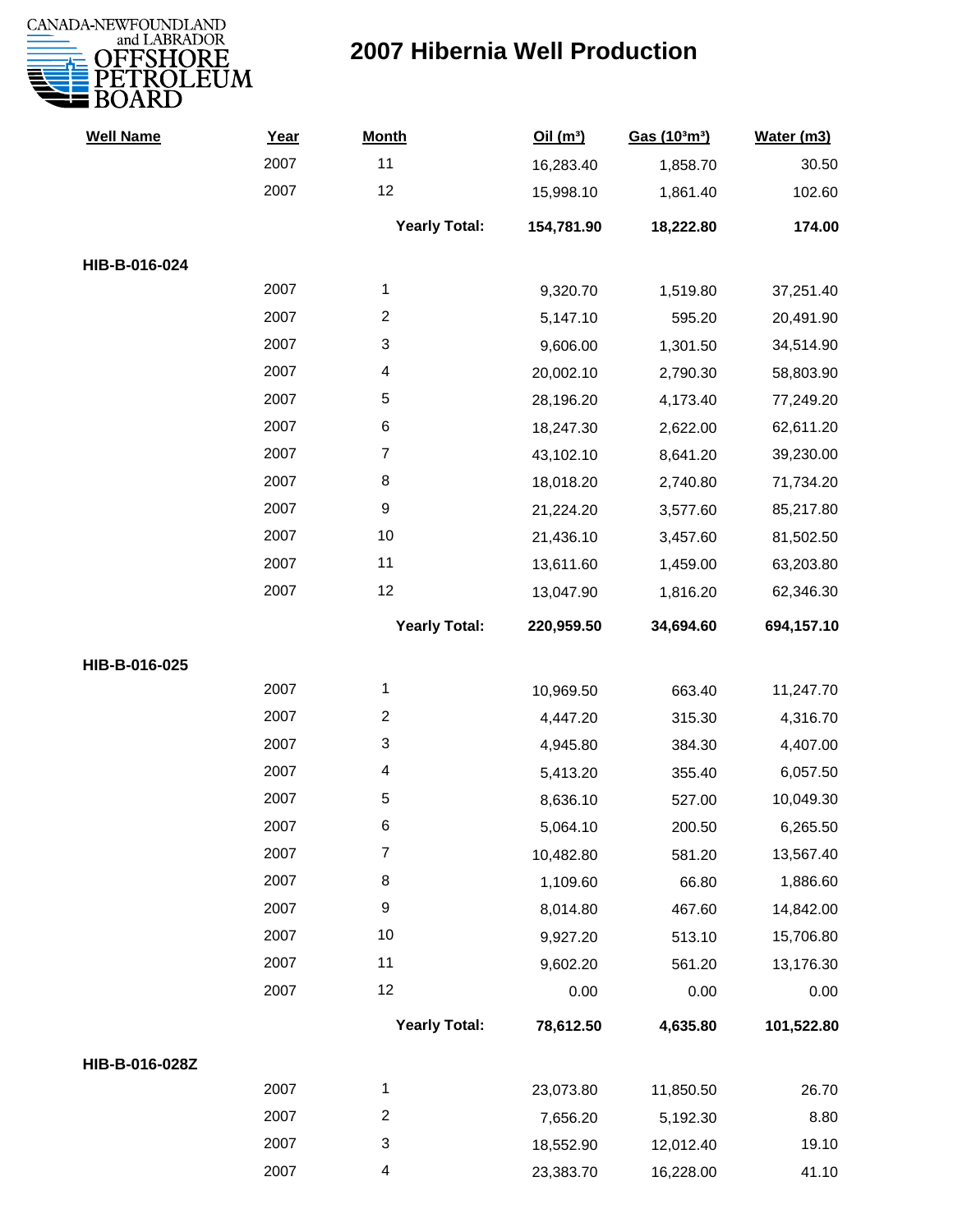# 2007 Hibernia Well Production

| Well Name | Year | Month | Oil (m³) | Gas (10³m³) | Water (m3) |
|---|---|---|---|---|---|
| | 2007 | 11 | 16,283.40 | 1,858.70 | 30.50 |
| | 2007 | 12 | 15,998.10 | 1,861.40 | 102.60 |
| | | **Yearly Total:** | **154,781.90** | **18,222.80** | **174.00** |
| **HIB-B-016-024** | | | | | |
| | 2007 | 1 | 9,320.70 | 1,519.80 | 37,251.40 |
| | 2007 | 2 | 5,147.10 | 595.20 | 20,491.90 |
| | 2007 | 3 | 9,606.00 | 1,301.50 | 34,514.90 |
| | 2007 | 4 | 20,002.10 | 2,790.30 | 58,803.90 |
| | 2007 | 5 | 28,196.20 | 4,173.40 | 77,249.20 |
| | 2007 | 6 | 18,247.30 | 2,622.00 | 62,611.20 |
| | 2007 | 7 | 43,102.10 | 8,641.20 | 39,230.00 |
| | 2007 | 8 | 18,018.20 | 2,740.80 | 71,734.20 |
| | 2007 | 9 | 21,224.20 | 3,577.60 | 85,217.80 |
| | 2007 | 10 | 21,436.10 | 3,457.60 | 81,502.50 |
| | 2007 | 11 | 13,611.60 | 1,459.00 | 63,203.80 |
| | 2007 | 12 | 13,047.90 | 1,816.20 | 62,346.30 |
| | | **Yearly Total:** | **220,959.50** | **34,694.60** | **694,157.10** |
| **HIB-B-016-025** | | | | | |
| | 2007 | 1 | 10,969.50 | 663.40 | 11,247.70 |
| | 2007 | 2 | 4,447.20 | 315.30 | 4,316.70 |
| | 2007 | 3 | 4,945.80 | 384.30 | 4,407.00 |
| | 2007 | 4 | 5,413.20 | 355.40 | 6,057.50 |
| | 2007 | 5 | 8,636.10 | 527.00 | 10,049.30 |
| | 2007 | 6 | 5,064.10 | 200.50 | 6,265.50 |
| | 2007 | 7 | 10,482.80 | 581.20 | 13,567.40 |
| | 2007 | 8 | 1,109.60 | 66.80 | 1,886.60 |
| | 2007 | 9 | 8,014.80 | 467.60 | 14,842.00 |
| | 2007 | 10 | 9,927.20 | 513.10 | 15,706.80 |
| | 2007 | 11 | 9,602.20 | 561.20 | 13,176.30 |
| | 2007 | 12 | 0.00 | 0.00 | 0.00 |
| | | **Yearly Total:** | **78,612.50** | **4,635.80** | **101,522.80** |
| **HIB-B-016-028Z** | | | | | |
| | 2007 | 1 | 23,073.80 | 11,850.50 | 26.70 |
| | 2007 | 2 | 7,656.20 | 5,192.30 | 8.80 |
| | 2007 | 3 | 18,552.90 | 12,012.40 | 19.10 |
| | 2007 | 4 | 23,383.70 | 16,228.00 | 41.10 |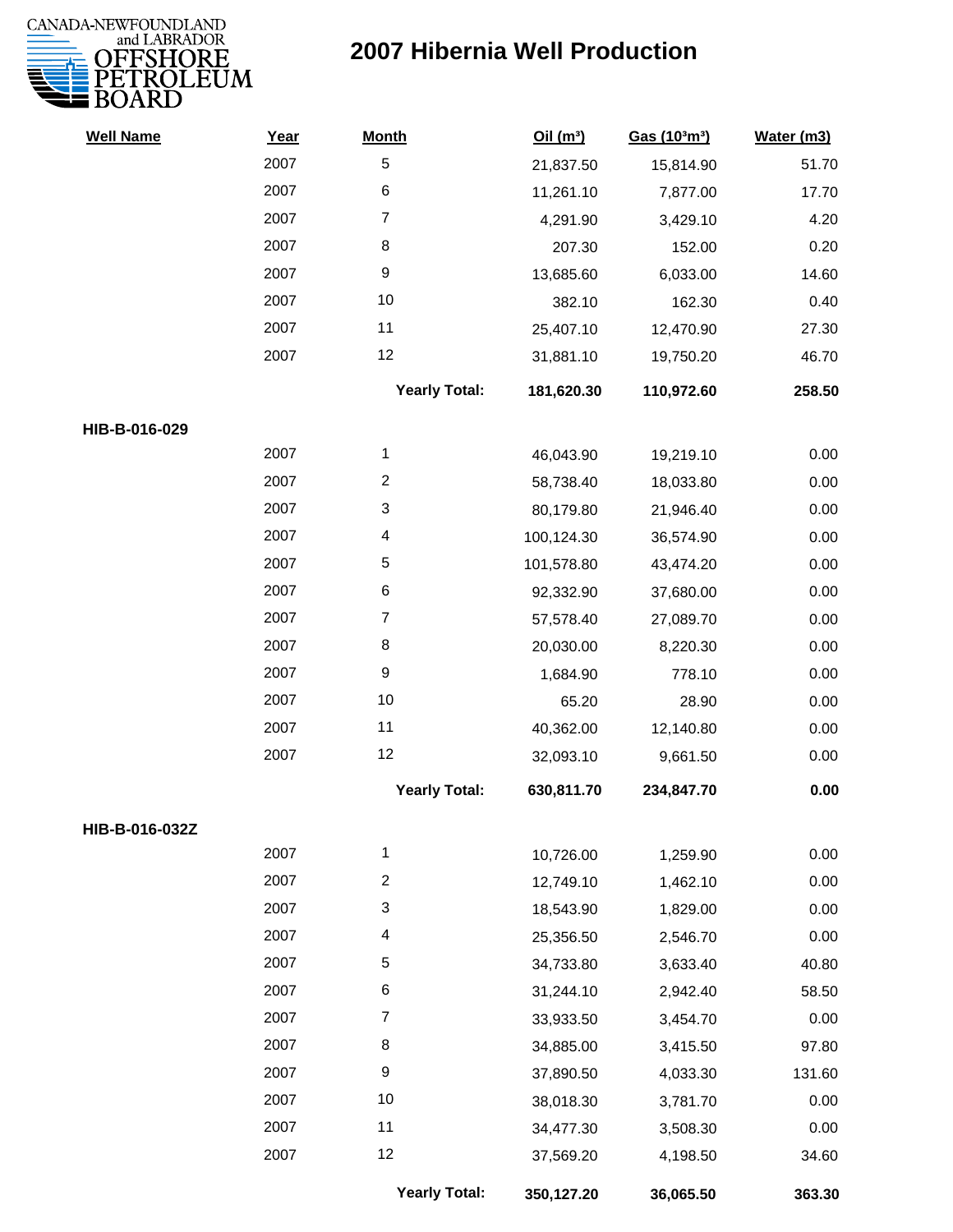# 2007 Hibernia Well Production

| Well Name | Year | Month | Oil (m³) | Gas (10³m³) | Water (m3) |
|---|---|---|---|---|---|
| | 2007 | 5 | 21,837.50 | 15,814.90 | 51.70 |
| | 2007 | 6 | 11,261.10 | 7,877.00 | 17.70 |
| | 2007 | 7 | 4,291.90 | 3,429.10 | 4.20 |
| | 2007 | 8 | 207.30 | 152.00 | 0.20 |
| | 2007 | 9 | 13,685.60 | 6,033.00 | 14.60 |
| | 2007 | 10 | 382.10 | 162.30 | 0.40 |
| | 2007 | 11 | 25,407.10 | 12,470.90 | 27.30 |
| | 2007 | 12 | 31,881.10 | 19,750.20 | 46.70 |
| | | **Yearly Total:** | **181,620.30** | **110,972.60** | **258.50** |
| **HIB-B-016-029** | | | | | |
| | 2007 | 1 | 46,043.90 | 19,219.10 | 0.00 |
| | 2007 | 2 | 58,738.40 | 18,033.80 | 0.00 |
| | 2007 | 3 | 80,179.80 | 21,946.40 | 0.00 |
| | 2007 | 4 | 100,124.30 | 36,574.90 | 0.00 |
| | 2007 | 5 | 101,578.80 | 43,474.20 | 0.00 |
| | 2007 | 6 | 92,332.90 | 37,680.00 | 0.00 |
| | 2007 | 7 | 57,578.40 | 27,089.70 | 0.00 |
| | 2007 | 8 | 20,030.00 | 8,220.30 | 0.00 |
| | 2007 | 9 | 1,684.90 | 778.10 | 0.00 |
| | 2007 | 10 | 65.20 | 28.90 | 0.00 |
| | 2007 | 11 | 40,362.00 | 12,140.80 | 0.00 |
| | 2007 | 12 | 32,093.10 | 9,661.50 | 0.00 |
| | | **Yearly Total:** | **630,811.70** | **234,847.70** | **0.00** |
| **HIB-B-016-032Z** | | | | | |
| | 2007 | 1 | 10,726.00 | 1,259.90 | 0.00 |
| | 2007 | 2 | 12,749.10 | 1,462.10 | 0.00 |
| | 2007 | 3 | 18,543.90 | 1,829.00 | 0.00 |
| | 2007 | 4 | 25,356.50 | 2,546.70 | 0.00 |
| | 2007 | 5 | 34,733.80 | 3,633.40 | 40.80 |
| | 2007 | 6 | 31,244.10 | 2,942.40 | 58.50 |
| | 2007 | 7 | 33,933.50 | 3,454.70 | 0.00 |
| | 2007 | 8 | 34,885.00 | 3,415.50 | 97.80 |
| | 2007 | 9 | 37,890.50 | 4,033.30 | 131.60 |
| | 2007 | 10 | 38,018.30 | 3,781.70 | 0.00 |
| | 2007 | 11 | 34,477.30 | 3,508.30 | 0.00 |
| | 2007 | 12 | 37,569.20 | 4,198.50 | 34.60 |
| | | **Yearly Total:** | **350,127.20** | **36,065.50** | **363.30** |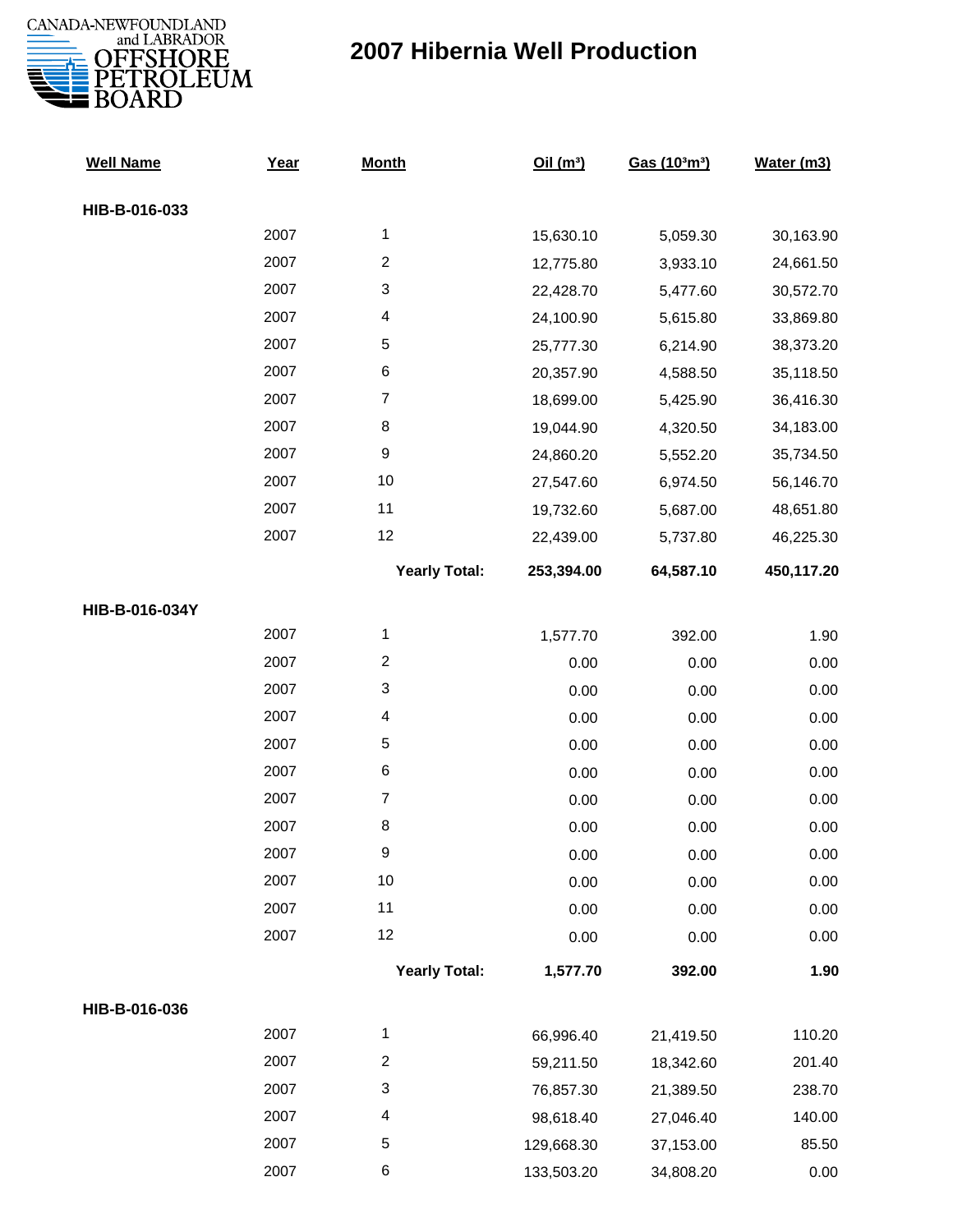CANADA-NEWFOUNDLAND and LABRADOR OFFSHORE PETROLEUM BOARD

# 2007 Hibernia Well Production

| Well Name | Year | Month | Oil ($m^3$) | Gas ($10^3m^3$) | Water (m3) |
|---|---|---|---|---|---|
| **HIB-B-016-033** | | | | | |
| | 2007 | 1 | 15,630.10 | 5,059.30 | 30,163.90 |
| | 2007 | 2 | 12,775.80 | 3,933.10 | 24,661.50 |
| | 2007 | 3 | 22,428.70 | 5,477.60 | 30,572.70 |
| | 2007 | 4 | 24,100.90 | 5,615.80 | 33,869.80 |
| | 2007 | 5 | 25,777.30 | 6,214.90 | 38,373.20 |
| | 2007 | 6 | 20,357.90 | 4,588.50 | 35,118.50 |
| | 2007 | 7 | 18,699.00 | 5,425.90 | 36,416.30 |
| | 2007 | 8 | 19,044.90 | 4,320.50 | 34,183.00 |
| | 2007 | 9 | 24,860.20 | 5,552.20 | 35,734.50 |
| | 2007 | 10 | 27,547.60 | 6,974.50 | 56,146.70 |
| | 2007 | 11 | 19,732.60 | 5,687.00 | 48,651.80 |
| | 2007 | 12 | 22,439.00 | 5,737.80 | 46,225.30 |
| | | **Yearly Total:** | **253,394.00** | **64,587.10** | **450,117.20** |
| **HIB-B-016-034Y** | | | | | |
| | 2007 | 1 | 1,577.70 | 392.00 | 1.90 |
| | 2007 | 2 | 0.00 | 0.00 | 0.00 |
| | 2007 | 3 | 0.00 | 0.00 | 0.00 |
| | 2007 | 4 | 0.00 | 0.00 | 0.00 |
| | 2007 | 5 | 0.00 | 0.00 | 0.00 |
| | 2007 | 6 | 0.00 | 0.00 | 0.00 |
| | 2007 | 7 | 0.00 | 0.00 | 0.00 |
| | 2007 | 8 | 0.00 | 0.00 | 0.00 |
| | 2007 | 9 | 0.00 | 0.00 | 0.00 |
| | 2007 | 10 | 0.00 | 0.00 | 0.00 |
| | 2007 | 11 | 0.00 | 0.00 | 0.00 |
| | 2007 | 12 | 0.00 | 0.00 | 0.00 |
| | | **Yearly Total:** | **1,577.70** | **392.00** | **1.90** |
| **HIB-B-016-036** | | | | | |
| | 2007 | 1 | 66,996.40 | 21,419.50 | 110.20 |
| | 2007 | 2 | 59,211.50 | 18,342.60 | 201.40 |
| | 2007 | 3 | 76,857.30 | 21,389.50 | 238.70 |
| | 2007 | 4 | 98,618.40 | 27,046.40 | 140.00 |
| | 2007 | 5 | 129,668.30 | 37,153.00 | 85.50 |
| | 2007 | 6 | 133,503.20 | 34,808.20 | 0.00 |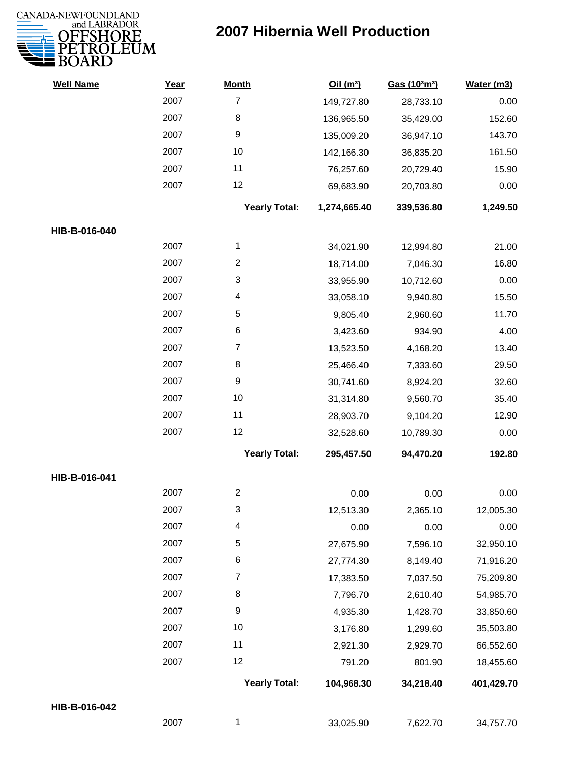# 2007 Hibernia Well Production

| Well Name | Year | Month | Oil (m³) | Gas (10³m³) | Water (m3) |
|---|---|---|---|---|---|
| | 2007 | 7 | 149,727.80 | 28,733.10 | 0.00 |
| | 2007 | 8 | 136,965.50 | 35,429.00 | 152.60 |
| | 2007 | 9 | 135,009.20 | 36,947.10 | 143.70 |
| | 2007 | 10 | 142,166.30 | 36,835.20 | 161.50 |
| | 2007 | 11 | 76,257.60 | 20,729.40 | 15.90 |
| | 2007 | 12 | 69,683.90 | 20,703.80 | 0.00 |
| | | **Yearly Total:** | **1,274,665.40** | **339,536.80** | **1,249.50** |
| **HIB-B-016-040** | | | | | |
| | 2007 | 1 | 34,021.90 | 12,994.80 | 21.00 |
| | 2007 | 2 | 18,714.00 | 7,046.30 | 16.80 |
| | 2007 | 3 | 33,955.90 | 10,712.60 | 0.00 |
| | 2007 | 4 | 33,058.10 | 9,940.80 | 15.50 |
| | 2007 | 5 | 9,805.40 | 2,960.60 | 11.70 |
| | 2007 | 6 | 3,423.60 | 934.90 | 4.00 |
| | 2007 | 7 | 13,523.50 | 4,168.20 | 13.40 |
| | 2007 | 8 | 25,466.40 | 7,333.60 | 29.50 |
| | 2007 | 9 | 30,741.60 | 8,924.20 | 32.60 |
| | 2007 | 10 | 31,314.80 | 9,560.70 | 35.40 |
| | 2007 | 11 | 28,903.70 | 9,104.20 | 12.90 |
| | 2007 | 12 | 32,528.60 | 10,789.30 | 0.00 |
| | | **Yearly Total:** | **295,457.50** | **94,470.20** | **192.80** |
| **HIB-B-016-041** | | | | | |
| | 2007 | 2 | 0.00 | 0.00 | 0.00 |
| | 2007 | 3 | 12,513.30 | 2,365.10 | 12,005.30 |
| | 2007 | 4 | 0.00 | 0.00 | 0.00 |
| | 2007 | 5 | 27,675.90 | 7,596.10 | 32,950.10 |
| | 2007 | 6 | 27,774.30 | 8,149.40 | 71,916.20 |
| | 2007 | 7 | 17,383.50 | 7,037.50 | 75,209.80 |
| | 2007 | 8 | 7,796.70 | 2,610.40 | 54,985.70 |
| | 2007 | 9 | 4,935.30 | 1,428.70 | 33,850.60 |
| | 2007 | 10 | 3,176.80 | 1,299.60 | 35,503.80 |
| | 2007 | 11 | 2,921.30 | 2,929.70 | 66,552.60 |
| | 2007 | 12 | 791.20 | 801.90 | 18,455.60 |
| | | **Yearly Total:** | **104,968.30** | **34,218.40** | **401,429.70** |
| **HIB-B-016-042** | | | | | |
| | 2007 | 1 | 33,025.90 | 7,622.70 | 34,757.70 |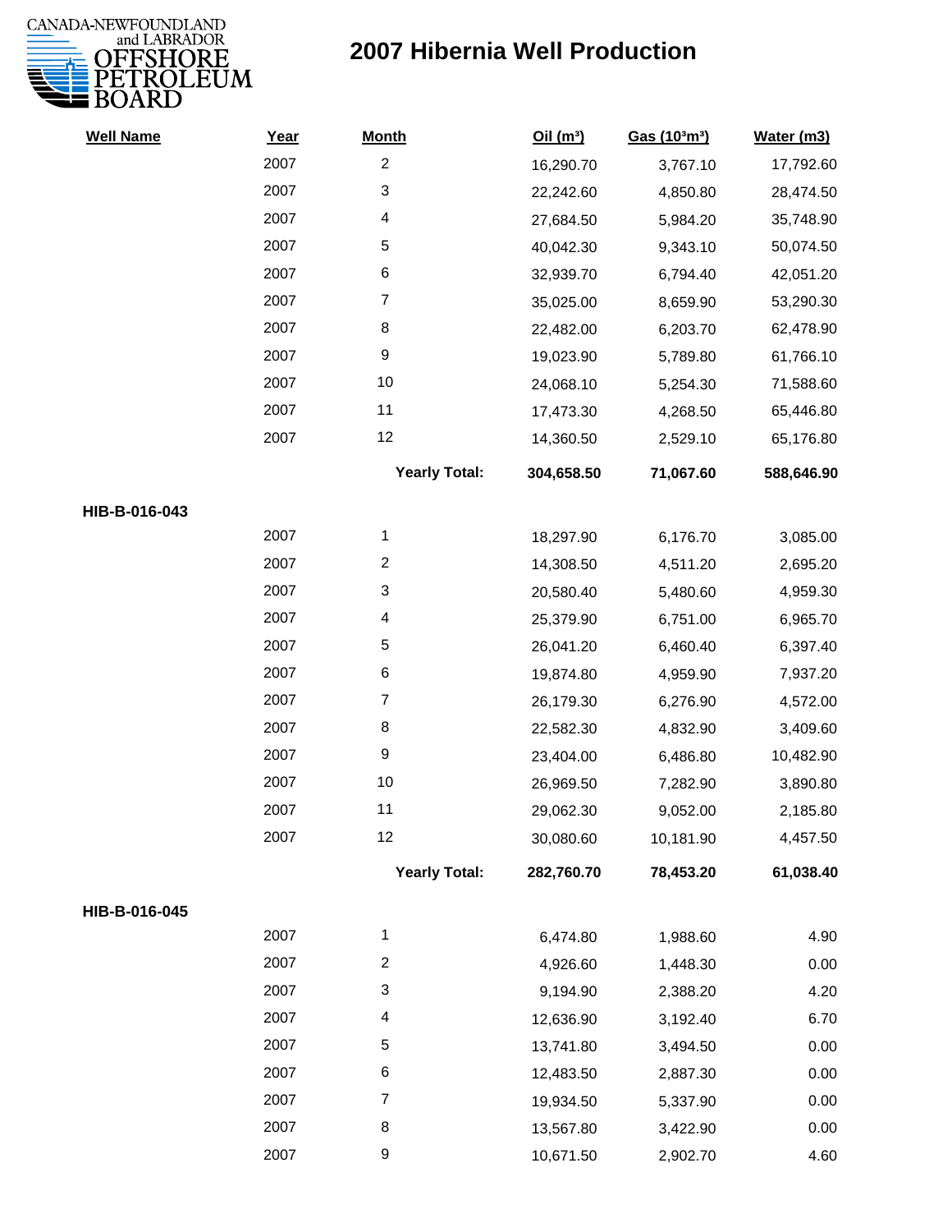# 2007 Hibernia Well Production

CANADA-NEWFOUNDLAND and LABRADOR OFFSHORE PETROLEUM BOARD

| Well Name | Year | Month | Oil ($m^3$) | Gas ($10^3m^3$) | Water (m3) |
|---|---|---|---|---|---|
| | 2007 | 2 | 16,290.70 | 3,767.10 | 17,792.60 |
| | 2007 | 3 | 22,242.60 | 4,850.80 | 28,474.50 |
| | 2007 | 4 | 27,684.50 | 5,984.20 | 35,748.90 |
| | 2007 | 5 | 40,042.30 | 9,343.10 | 50,074.50 |
| | 2007 | 6 | 32,939.70 | 6,794.40 | 42,051.20 |
| | 2007 | 7 | 35,025.00 | 8,659.90 | 53,290.30 |
| | 2007 | 8 | 22,482.00 | 6,203.70 | 62,478.90 |
| | 2007 | 9 | 19,023.90 | 5,789.80 | 61,766.10 |
| | 2007 | 10 | 24,068.10 | 5,254.30 | 71,588.60 |
| | 2007 | 11 | 17,473.30 | 4,268.50 | 65,446.80 |
| | 2007 | 12 | 14,360.50 | 2,529.10 | 65,176.80 |
| | | **Yearly Total:** | **304,658.50** | **71,067.60** | **588,646.90** |
| **HIB-B-016-043** | | | | | |
| | 2007 | 1 | 18,297.90 | 6,176.70 | 3,085.00 |
| | 2007 | 2 | 14,308.50 | 4,511.20 | 2,695.20 |
| | 2007 | 3 | 20,580.40 | 5,480.60 | 4,959.30 |
| | 2007 | 4 | 25,379.90 | 6,751.00 | 6,965.70 |
| | 2007 | 5 | 26,041.20 | 6,460.40 | 6,397.40 |
| | 2007 | 6 | 19,874.80 | 4,959.90 | 7,937.20 |
| | 2007 | 7 | 26,179.30 | 6,276.90 | 4,572.00 |
| | 2007 | 8 | 22,582.30 | 4,832.90 | 3,409.60 |
| | 2007 | 9 | 23,404.00 | 6,486.80 | 10,482.90 |
| | 2007 | 10 | 26,969.50 | 7,282.90 | 3,890.80 |
| | 2007 | 11 | 29,062.30 | 9,052.00 | 2,185.80 |
| | 2007 | 12 | 30,080.60 | 10,181.90 | 4,457.50 |
| | | **Yearly Total:** | **282,760.70** | **78,453.20** | **61,038.40** |
| **HIB-B-016-045** | | | | | |
| | 2007 | 1 | 6,474.80 | 1,988.60 | 4.90 |
| | 2007 | 2 | 4,926.60 | 1,448.30 | 0.00 |
| | 2007 | 3 | 9,194.90 | 2,388.20 | 4.20 |
| | 2007 | 4 | 12,636.90 | 3,192.40 | 6.70 |
| | 2007 | 5 | 13,741.80 | 3,494.50 | 0.00 |
| | 2007 | 6 | 12,483.50 | 2,887.30 | 0.00 |
| | 2007 | 7 | 19,934.50 | 5,337.90 | 0.00 |
| | 2007 | 8 | 13,567.80 | 3,422.90 | 0.00 |
| | 2007 | 9 | 10,671.50 | 2,902.70 | 4.60 |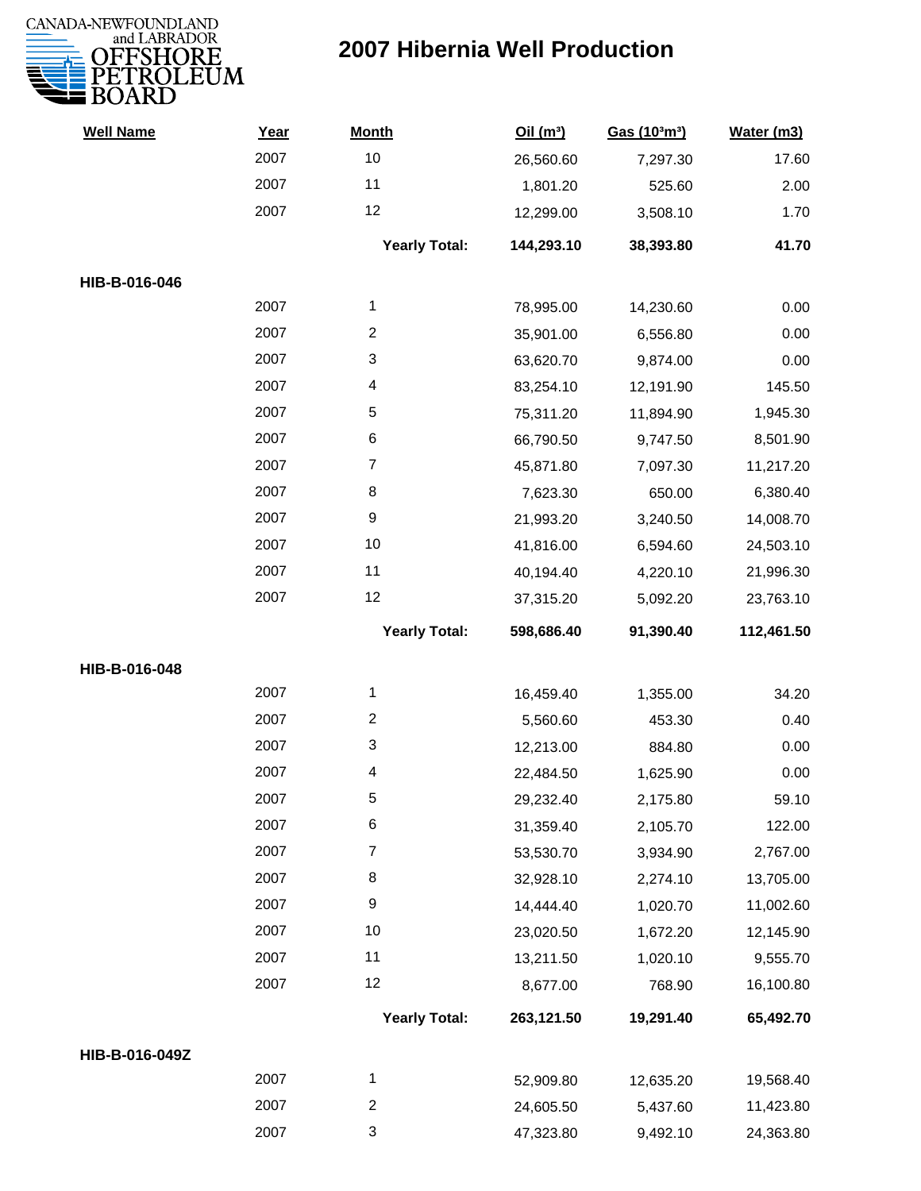# 2007 Hibernia Well Production

| Well Name | Year | Month | Oil ($m^3$) | Gas ($10^3m^3$) | Water (m3) |
|---|---|---|---|---|---|
| | 2007 | 10 | 26,560.60 | 7,297.30 | 17.60 |
| | 2007 | 11 | 1,801.20 | 525.60 | 2.00 |
| | 2007 | 12 | 12,299.00 | 3,508.10 | 1.70 |
| | | **Yearly Total:** | **144,293.10** | **38,393.80** | **41.70** |
| **HIB-B-016-046** | | | | | |
| | 2007 | 1 | 78,995.00 | 14,230.60 | 0.00 |
| | 2007 | 2 | 35,901.00 | 6,556.80 | 0.00 |
| | 2007 | 3 | 63,620.70 | 9,874.00 | 0.00 |
| | 2007 | 4 | 83,254.10 | 12,191.90 | 145.50 |
| | 2007 | 5 | 75,311.20 | 11,894.90 | 1,945.30 |
| | 2007 | 6 | 66,790.50 | 9,747.50 | 8,501.90 |
| | 2007 | 7 | 45,871.80 | 7,097.30 | 11,217.20 |
| | 2007 | 8 | 7,623.30 | 650.00 | 6,380.40 |
| | 2007 | 9 | 21,993.20 | 3,240.50 | 14,008.70 |
| | 2007 | 10 | 41,816.00 | 6,594.60 | 24,503.10 |
| | 2007 | 11 | 40,194.40 | 4,220.10 | 21,996.30 |
| | 2007 | 12 | 37,315.20 | 5,092.20 | 23,763.10 |
| | | **Yearly Total:** | **598,686.40** | **91,390.40** | **112,461.50** |
| **HIB-B-016-048** | | | | | |
| | 2007 | 1 | 16,459.40 | 1,355.00 | 34.20 |
| | 2007 | 2 | 5,560.60 | 453.30 | 0.40 |
| | 2007 | 3 | 12,213.00 | 884.80 | 0.00 |
| | 2007 | 4 | 22,484.50 | 1,625.90 | 0.00 |
| | 2007 | 5 | 29,232.40 | 2,175.80 | 59.10 |
| | 2007 | 6 | 31,359.40 | 2,105.70 | 122.00 |
| | 2007 | 7 | 53,530.70 | 3,934.90 | 2,767.00 |
| | 2007 | 8 | 32,928.10 | 2,274.10 | 13,705.00 |
| | 2007 | 9 | 14,444.40 | 1,020.70 | 11,002.60 |
| | 2007 | 10 | 23,020.50 | 1,672.20 | 12,145.90 |
| | 2007 | 11 | 13,211.50 | 1,020.10 | 9,555.70 |
| | 2007 | 12 | 8,677.00 | 768.90 | 16,100.80 |
| | | **Yearly Total:** | **263,121.50** | **19,291.40** | **65,492.70** |
| **HIB-B-016-049Z** | | | | | |
| | 2007 | 1 | 52,909.80 | 12,635.20 | 19,568.40 |
| | 2007 | 2 | 24,605.50 | 5,437.60 | 11,423.80 |
| | 2007 | 3 | 47,323.80 | 9,492.10 | 24,363.80 |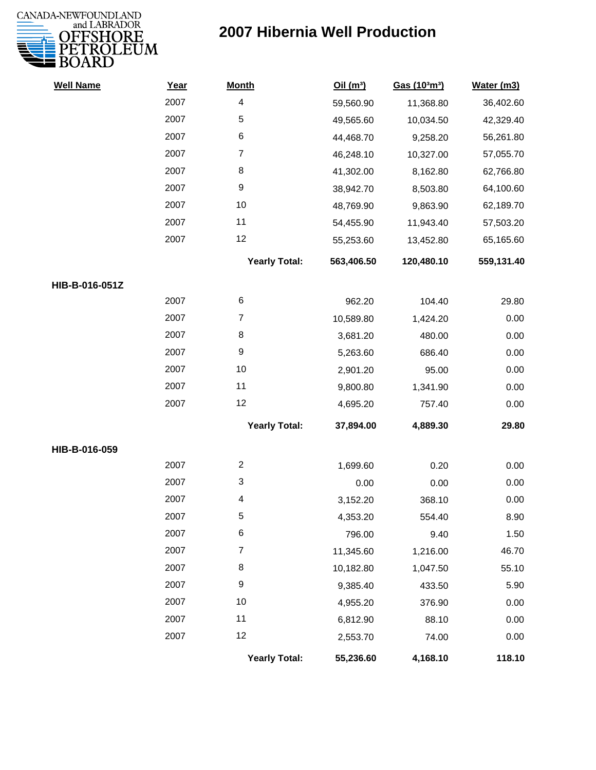# 2007 Hibernia Well Production

| Well Name | Year | Month | Oil (m³) | Gas (10³m³) | Water (m3) |
|---|---|---|---|---|---|
| | 2007 | 4 | 59,560.90 | 11,368.80 | 36,402.60 |
| | 2007 | 5 | 49,565.60 | 10,034.50 | 42,329.40 |
| | 2007 | 6 | 44,468.70 | 9,258.20 | 56,261.80 |
| | 2007 | 7 | 46,248.10 | 10,327.00 | 57,055.70 |
| | 2007 | 8 | 41,302.00 | 8,162.80 | 62,766.80 |
| | 2007 | 9 | 38,942.70 | 8,503.80 | 64,100.60 |
| | 2007 | 10 | 48,769.90 | 9,863.90 | 62,189.70 |
| | 2007 | 11 | 54,455.90 | 11,943.40 | 57,503.20 |
| | 2007 | 12 | 55,253.60 | 13,452.80 | 65,165.60 |
| | | **Yearly Total:** | **563,406.50** | **120,480.10** | **559,131.40** |
| **HIB-B-016-051Z** | | | | | |
| | 2007 | 6 | 962.20 | 104.40 | 29.80 |
| | 2007 | 7 | 10,589.80 | 1,424.20 | 0.00 |
| | 2007 | 8 | 3,681.20 | 480.00 | 0.00 |
| | 2007 | 9 | 5,263.60 | 686.40 | 0.00 |
| | 2007 | 10 | 2,901.20 | 95.00 | 0.00 |
| | 2007 | 11 | 9,800.80 | 1,341.90 | 0.00 |
| | 2007 | 12 | 4,695.20 | 757.40 | 0.00 |
| | | **Yearly Total:** | **37,894.00** | **4,889.30** | **29.80** |
| **HIB-B-016-059** | | | | | |
| | 2007 | 2 | 1,699.60 | 0.20 | 0.00 |
| | 2007 | 3 | 0.00 | 0.00 | 0.00 |
| | 2007 | 4 | 3,152.20 | 368.10 | 0.00 |
| | 2007 | 5 | 4,353.20 | 554.40 | 8.90 |
| | 2007 | 6 | 796.00 | 9.40 | 1.50 |
| | 2007 | 7 | 11,345.60 | 1,216.00 | 46.70 |
| | 2007 | 8 | 10,182.80 | 1,047.50 | 55.10 |
| | 2007 | 9 | 9,385.40 | 433.50 | 5.90 |
| | 2007 | 10 | 4,955.20 | 376.90 | 0.00 |
| | 2007 | 11 | 6,812.90 | 88.10 | 0.00 |
| | 2007 | 12 | 2,553.70 | 74.00 | 0.00 |
| | | **Yearly Total:** | **55,236.60** | **4,168.10** | **118.10** |